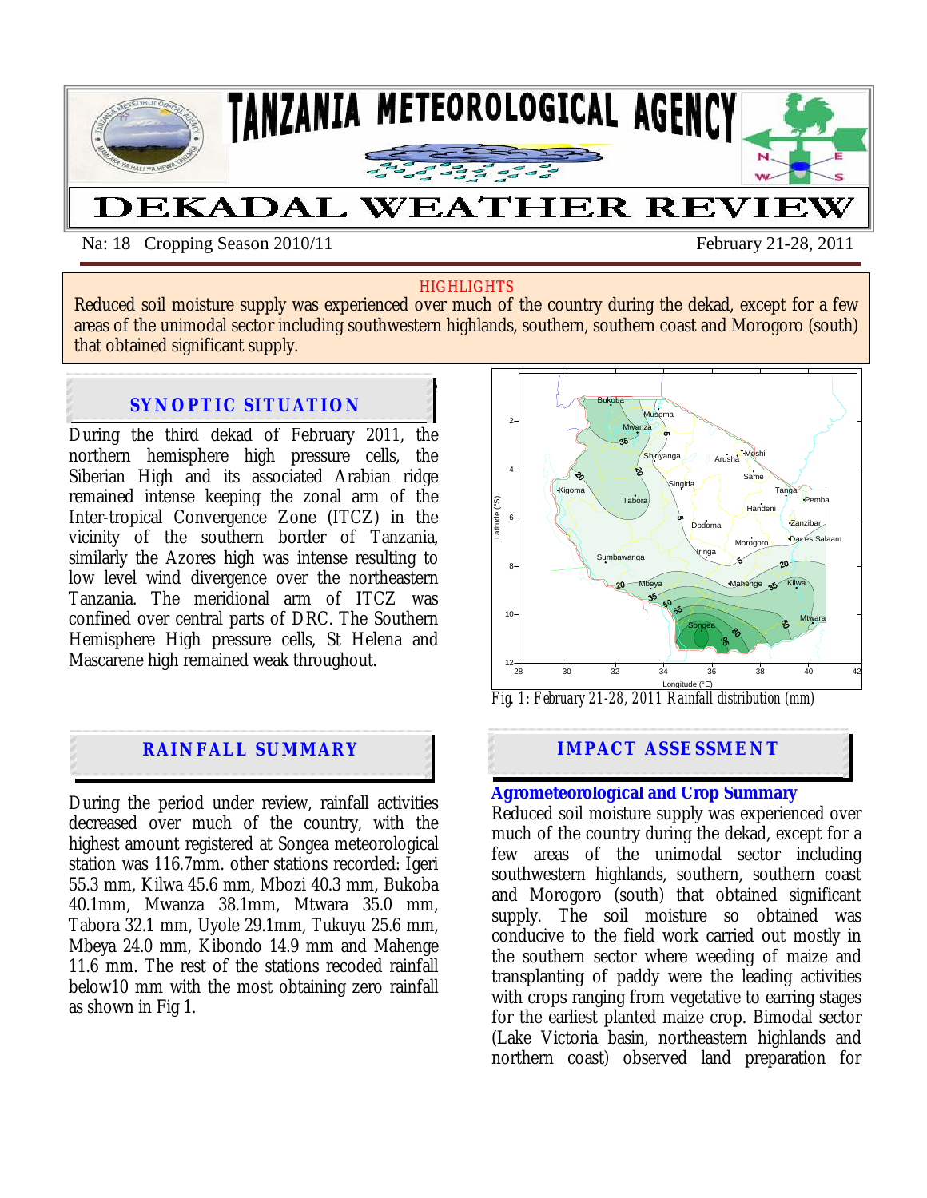# TANZANIA METEOROLOGICAL AGENCY

# DEKADAL WEATHER REVIEW

Na: 18 Cropping Season 2010/11 February 21-28, 2011

**HIGHLIGHTS**

Reduced soil moisture supply was experienced over much of the country during the dekad, except for a few areas of the unimodal sector including southwestern highlands, southern, southern coast and Morogoro (south) that obtained significant supply.

## SYNOPTIC SITUATION

During the third dekad of February 2011, the northern hemisphere high pressure cells, the Siberian High and its associated Arabian ridge remained intense keeping the zonal arm of the Inter-tropical Convergence Zone (ITCZ) in the vicinity of the southern border of Tanzania, similarly the Azores high was intense resulting to low level wind divergence over the northeastern Tanzania. The meridional arm of ITCZ was confined over central parts of DRC. The Southern Hemisphere High pressure cells, St Helena and Mascarene high remained weak throughout.

## RAINFALL SUMMARY

During the period under review, rainfall activities decreased over much of the country, with the highest amount registered at Songea meteorological station was 116.7mm. other stations recorded: Igeri 55.3 mm, Kilwa 45.6 mm, Mbozi 40.3 mm, Bukoba 40.1mm, Mwanza 38.1mm, Mtwara 35.0 mm, Tabora 32.1 mm, Uyole 29.1mm, Tukuyu 25.6 mm, Mbeya 24.0 mm, Kibondo 14.9 mm and Mahenge 11.6 mm. The rest of the stations recoded rainfall below10 mm with the most obtaining zero rainfall as shown in Fig 1.

*Fig. 1: February 21-28, 2011 Rainfall distribution (mm)*

## IMPACT ASSESSMENT

**Agrometeorological and Crop Summary**

Reduced soil moisture supply was experienced over much of the country during the dekad, except for a few areas of the unimodal sector including southwestern highlands, southern, southern coast and Morogoro (south) that obtained significant supply. The soil moisture so obtained was conducive to the field work carried out mostly in the southern sector where weeding of maize and transplanting of paddy were the leading activities with crops ranging from vegetative to earring stages for the earliest planted maize crop. Bimodal sector (Lake Victoria basin, northeastern highlands and northern coast) observed land preparation for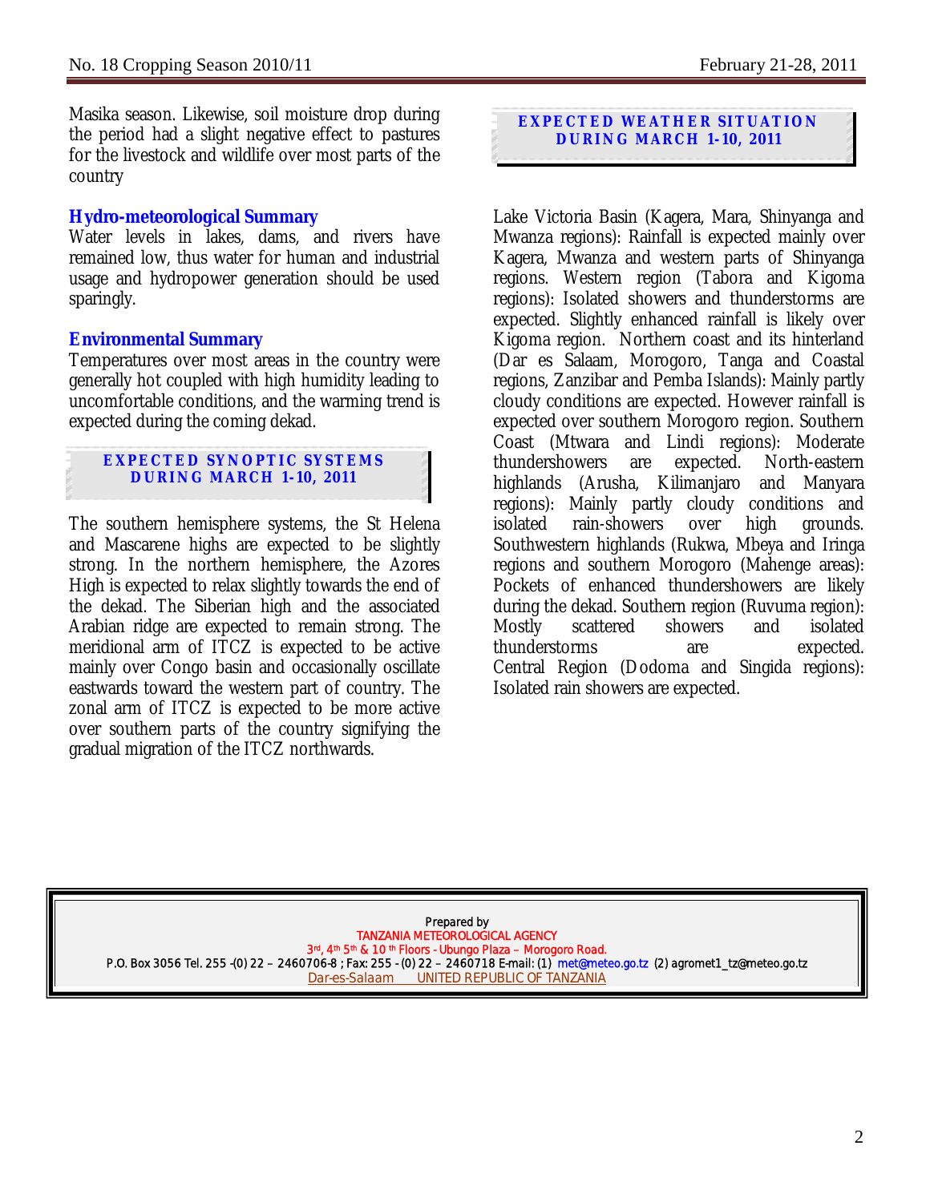Masika season. Likewise, soil moisture drop during the period had a slight negative effect to pastures for the livestock and wildlife over most parts of the country

### Hydro-meteorological Summary

Water levels in lakes, dams, and rivers have remained low, thus water for human and industrial usage and hydropower generation should be used sparingly.

### Environmental Summary

Temperatures over most areas in the country were generally hot coupled with high humidity leading to uncomfortable conditions, and the warming trend is expected during the coming dekad.

## EXPECTED SYNOPTIC SYSTEMS DURING MARCH 1-10, 2011

The southern hemisphere systems, the St Helena and Mascarene highs are expected to be slightly strong. In the northern hemisphere, the Azores High is expected to relax slightly towards the end of the dekad. The Siberian high and the associated Arabian ridge are expected to remain strong. The meridional arm of ITCZ is expected to be active mainly over Congo basin and occasionally oscillate eastwards toward the western part of country. The zonal arm of ITCZ is expected to be more active over southern parts of the country signifying the gradual migration of the ITCZ northwards.

## EXPECTED WEATHER SITUATION DURING MARCH 1-10, 2011

Lake Victoria Basin (Kagera, Mara, Shinyanga and Mwanza regions): Rainfall is expected mainly over Kagera, Mwanza and western parts of Shinyanga regions. Western region (Tabora and Kigoma regions): Isolated showers and thunderstorms are expected. Slightly enhanced rainfall is likely over Kigoma region. Northern coast and its hinterland (Dar es Salaam, Morogoro, Tanga and Coastal regions, Zanzibar and Pemba Islands): Mainly partly cloudy conditions are expected. However rainfall is expected over southern Morogoro region. Southern Coast (Mtwara and Lindi regions): Moderate thundershowers are expected. North-eastern highlands (Arusha, Kilimanjaro and Manyara regions): Mainly partly cloudy conditions and isolated rain-showers over high grounds. Southwestern highlands (Rukwa, Mbeya and Iringa regions and southern Morogoro (Mahenge areas): Pockets of enhanced thundershowers are likely during the dekad. Southern region (Ruvuma region): Mostly scattered showers and isolated thunderstorms are expected. Central Region (Dodoma and Singida regions): Isolated rain showers are expected.

Prepared by
TANZANIA METEOROLOGICAL AGENCY
3rd, 4th 5th & 10 th Floors - Ubungo Plaza – Morogoro Road.
P.O. Box 3056 Tel. 255 -(0) 22 – 2460706-8 ; Fax: 255 - (0) 22 – 2460718 E-mail: (1) met@meteo.go.tz (2) agromet1_tz@meteo.go.tz
Dar-es-Salaam UNITED REPUBLIC OF TANZANIA